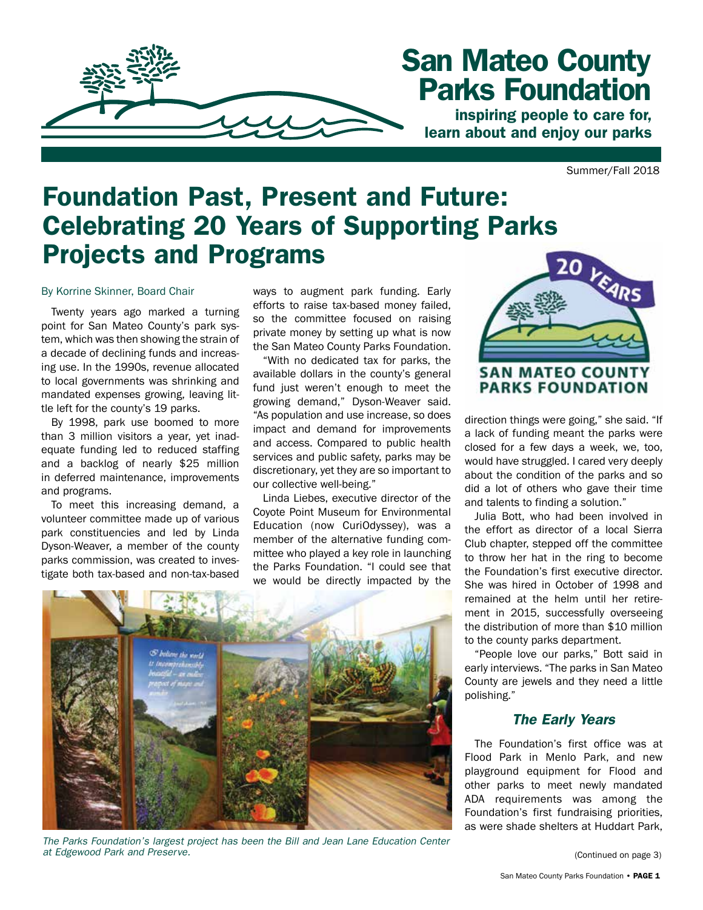# San Mateo County Parks Foundation

**inspiring people to care for, learn about and enjoy our parks**

Summer/Fall 2018

# Foundation Past, Present and Future: Celebrating 20 Years of Supporting Parks Projects and Programs

By Korrine Skinner, Board Chair

Twenty years ago marked a turning point for San Mateo County's park system, which was then showing the strain of a decade of declining funds and increasing use. In the 1990s, revenue allocated to local governments was shrinking and mandated expenses growing, leaving little left for the county's 19 parks.

By 1998, park use boomed to more than 3 million visitors a year, yet inadequate funding led to reduced staffing and a backlog of nearly $25 million in deferred maintenance, improvements and programs.

To meet this increasing demand, a volunteer committee made up of various park constituencies and led by Linda Dyson-Weaver, a member of the county parks commission, was created to investigate both tax-based and non-tax-based ways to augment park funding. Early efforts to raise tax-based money failed, so the committee focused on raising private money by setting up what is now the San Mateo County Parks Foundation.

"With no dedicated tax for parks, the available dollars in the county's general fund just weren't enough to meet the growing demand," Dyson-Weaver said. "As population and use increase, so does impact and demand for improvements and access. Compared to public health services and public safety, parks may be discretionary, yet they are so important to our collective well-being."

Linda Liebes, executive director of the Coyote Point Museum for Environmental Education (now CuriOdyssey), was a member of the alternative funding committee who played a key role in launching the Parks Foundation. "I could see that we would be directly impacted by the direction things were going," she said. "If a lack of funding meant the parks were closed for a few days a week, we, too, would have struggled. I cared very deeply about the condition of the parks and so did a lot of others who gave their time and talents to finding a solution."

Julia Bott, who had been involved in the effort as director of a local Sierra Club chapter, stepped off the committee to throw her hat in the ring to become the Foundation's first executive director. She was hired in October of 1998 and remained at the helm until her retirement in 2015, successfully overseeing the distribution of more than $10 million to the county parks department.

"People love our parks," Bott said in early interviews. "The parks in San Mateo County are jewels and they need a little polishing."

### *The Early Years*

The Foundation's first office was at Flood Park in Menlo Park, and new playground equipment for Flood and other parks to meet newly mandated ADA requirements was among the Foundation's first fundraising priorities, as were shade shelters at Huddart Park,

(Continued on page 3)

*The Parks Foundation's largest project has been the Bill and Jean Lane Education Center at Edgewood Park and Preserve.*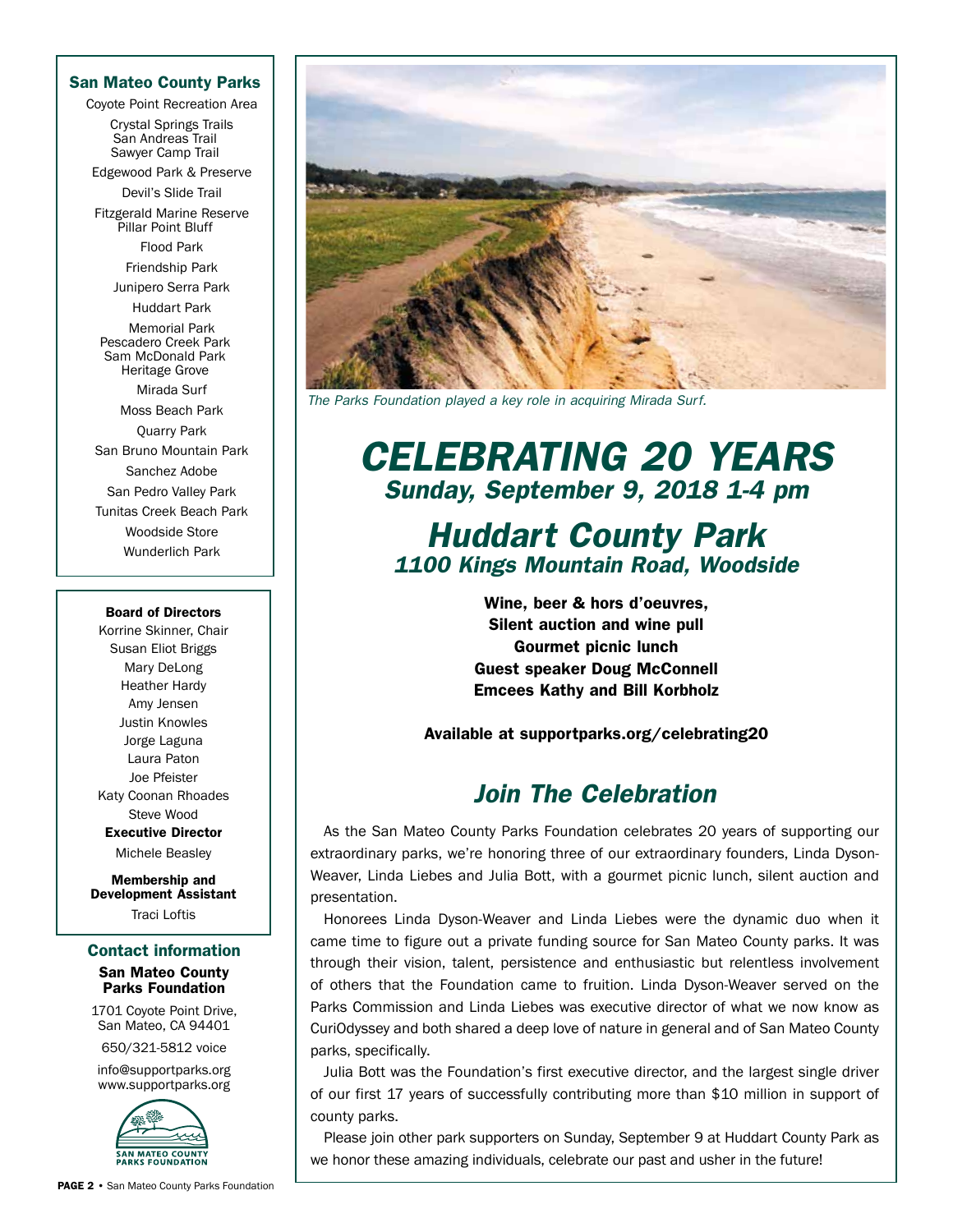The Parks Foundation played a key role in acquiring Mirada Surf.

# CELEBRATING 20 YEARS

## *Sunday, September 9, 2018 1-4 pm*

## *Huddart County Park*

### *1100 Kings Mountain Road, Woodside*

**Wine, beer & hors d'oeuvres,**
**Silent auction and wine pull**
**Gourmet picnic lunch**
**Guest speaker Doug McConnell**
**Emcees Kathy and Bill Korbholz**

**Available at supportparks.org/celebrating20**

## *Join The Celebration*

As the San Mateo County Parks Foundation celebrates 20 years of supporting our extraordinary parks, we're honoring three of our extraordinary founders, Linda Dyson-Weaver, Linda Liebes and Julia Bott, with a gourmet picnic lunch, silent auction and presentation.

Honorees Linda Dyson-Weaver and Linda Liebes were the dynamic duo when it came time to figure out a private funding source for San Mateo County parks. It was through their vision, talent, persistence and enthusiastic but relentless involvement of others that the Foundation came to fruition. Linda Dyson-Weaver served on the Parks Commission and Linda Liebes was executive director of what we now know as CuriOdyssey and both shared a deep love of nature in general and of San Mateo County parks, specifically.

Julia Bott was the Foundation's first executive director, and the largest single driver of our first 17 years of successfully contributing more than $10 million in support of county parks.

Please join other park supporters on Sunday, September 9 at Huddart County Park as we honor these amazing individuals, celebrate our past and usher in the future!

### San Mateo County Parks

Coyote Point Recreation Area
Crystal Springs Trails
San Andreas Trail
Sawyer Camp Trail
Edgewood Park & Preserve
Devil's Slide Trail
Fitzgerald Marine Reserve
Pillar Point Bluff
Flood Park
Friendship Park
Junipero Serra Park
Huddart Park
Memorial Park
Pescadero Creek Park
Sam McDonald Park
Heritage Grove
Mirada Surf
Moss Beach Park
Quarry Park
San Bruno Mountain Park
Sanchez Adobe
San Pedro Valley Park
Tunitas Creek Beach Park
Woodside Store
Wunderlich Park

**Board of Directors**
Korrine Skinner, Chair
Susan Eliot Briggs
Mary DeLong
Heather Hardy
Amy Jensen
Justin Knowles
Jorge Laguna
Laura Paton
Joe Pfeister
Katy Coonan Rhoades
Steve Wood

**Executive Director**
Michele Beasley

**Membership and Development Assistant**
Traci Loftis

### Contact information

**San Mateo County Parks Foundation**

1701 Coyote Point Drive,
San Mateo, CA 94401
650/321-5812 voice
info@supportparks.org
www.supportparks.org

SAN MATEO COUNTY PARKS FOUNDATION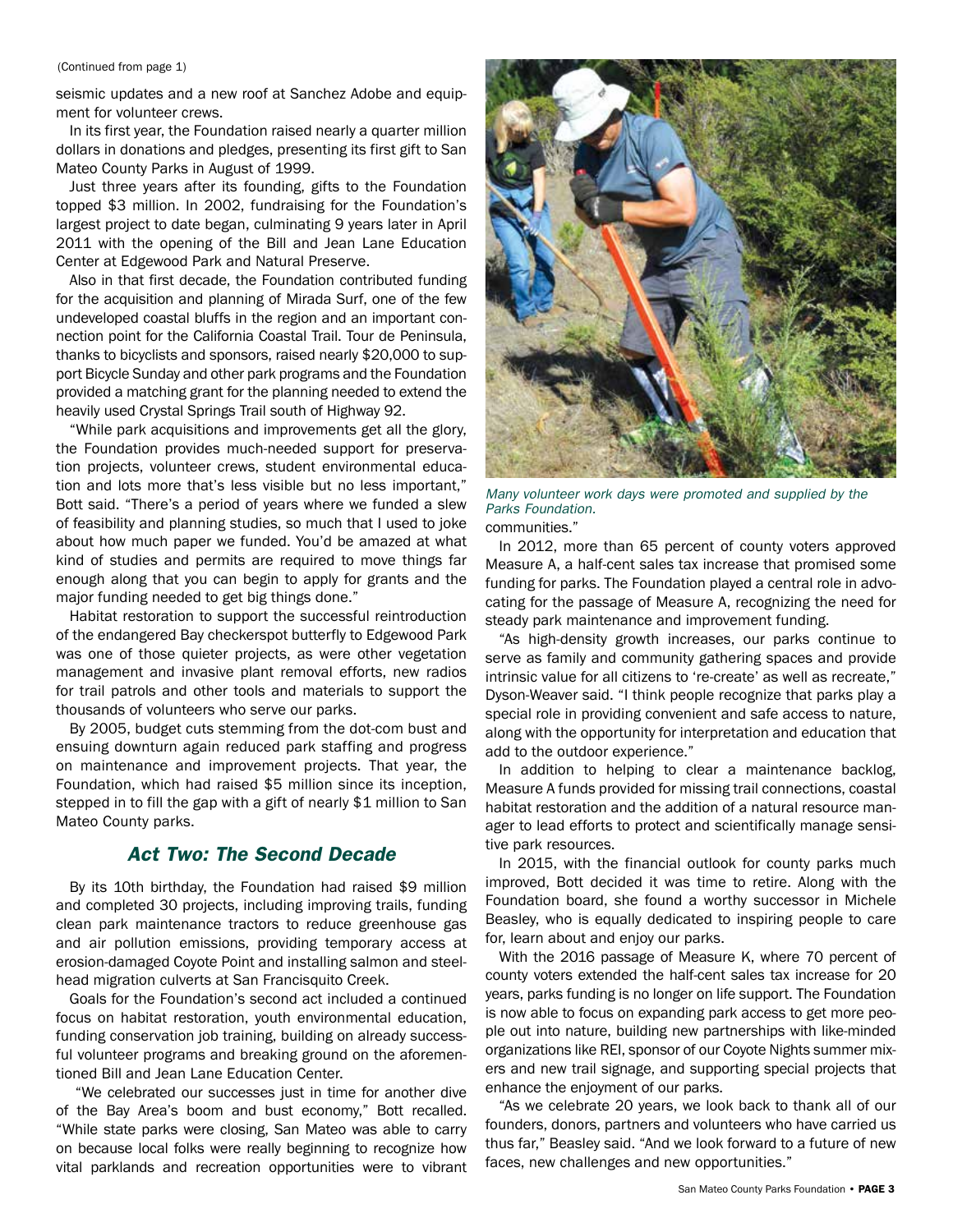(Continued from page 1)

seismic updates and a new roof at Sanchez Adobe and equipment for volunteer crews.

In its first year, the Foundation raised nearly a quarter million dollars in donations and pledges, presenting its first gift to San Mateo County Parks in August of 1999.

Just three years after its founding, gifts to the Foundation topped $3 million. In 2002, fundraising for the Foundation's largest project to date began, culminating 9 years later in April 2011 with the opening of the Bill and Jean Lane Education Center at Edgewood Park and Natural Preserve.

Also in that first decade, the Foundation contributed funding for the acquisition and planning of Mirada Surf, one of the few undeveloped coastal bluffs in the region and an important connection point for the California Coastal Trail. Tour de Peninsula, thanks to bicyclists and sponsors, raised nearly $20,000 to support Bicycle Sunday and other park programs and the Foundation provided a matching grant for the planning needed to extend the heavily used Crystal Springs Trail south of Highway 92.

"While park acquisitions and improvements get all the glory, the Foundation provides much-needed support for preservation projects, volunteer crews, student environmental education and lots more that's less visible but no less important," Bott said. "There's a period of years where we funded a slew of feasibility and planning studies, so much that I used to joke about how much paper we funded. You'd be amazed at what kind of studies and permits are required to move things far enough along that you can begin to apply for grants and the major funding needed to get big things done."

Habitat restoration to support the successful reintroduction of the endangered Bay checkerspot butterfly to Edgewood Park was one of those quieter projects, as were other vegetation management and invasive plant removal efforts, new radios for trail patrols and other tools and materials to support the thousands of volunteers who serve our parks.

By 2005, budget cuts stemming from the dot-com bust and ensuing downturn again reduced park staffing and progress on maintenance and improvement projects. That year, the Foundation, which had raised $5 million since its inception, stepped in to fill the gap with a gift of nearly $1 million to San Mateo County parks.

## *Act Two: The Second Decade*

By its 10th birthday, the Foundation had raised $9 million and completed 30 projects, including improving trails, funding clean park maintenance tractors to reduce greenhouse gas and air pollution emissions, providing temporary access at erosion-damaged Coyote Point and installing salmon and steelhead migration culverts at San Francisquito Creek.

Goals for the Foundation's second act included a continued focus on habitat restoration, youth environmental education, funding conservation job training, building on already successful volunteer programs and breaking ground on the aforementioned Bill and Jean Lane Education Center.

"We celebrated our successes just in time for another dive of the Bay Area's boom and bust economy," Bott recalled. "While state parks were closing, San Mateo was able to carry on because local folks were really beginning to recognize how vital parklands and recreation opportunities were to vibrant communities."

*Many volunteer work days were promoted and supplied by the Parks Foundation.*

In 2012, more than 65 percent of county voters approved Measure A, a half-cent sales tax increase that promised some funding for parks. The Foundation played a central role in advocating for the passage of Measure A, recognizing the need for steady park maintenance and improvement funding.

"As high-density growth increases, our parks continue to serve as family and community gathering spaces and provide intrinsic value for all citizens to 're-create' as well as recreate," Dyson-Weaver said. "I think people recognize that parks play a special role in providing convenient and safe access to nature, along with the opportunity for interpretation and education that add to the outdoor experience."

In addition to helping to clear a maintenance backlog, Measure A funds provided for missing trail connections, coastal habitat restoration and the addition of a natural resource manager to lead efforts to protect and scientifically manage sensitive park resources.

In 2015, with the financial outlook for county parks much improved, Bott decided it was time to retire. Along with the Foundation board, she found a worthy successor in Michele Beasley, who is equally dedicated to inspiring people to care for, learn about and enjoy our parks.

With the 2016 passage of Measure K, where 70 percent of county voters extended the half-cent sales tax increase for 20 years, parks funding is no longer on life support. The Foundation is now able to focus on expanding park access to get more people out into nature, building new partnerships with like-minded organizations like REI, sponsor of our Coyote Nights summer mixers and new trail signage, and supporting special projects that enhance the enjoyment of our parks.

"As we celebrate 20 years, we look back to thank all of our founders, donors, partners and volunteers who have carried us thus far," Beasley said. "And we look forward to a future of new faces, new challenges and new opportunities."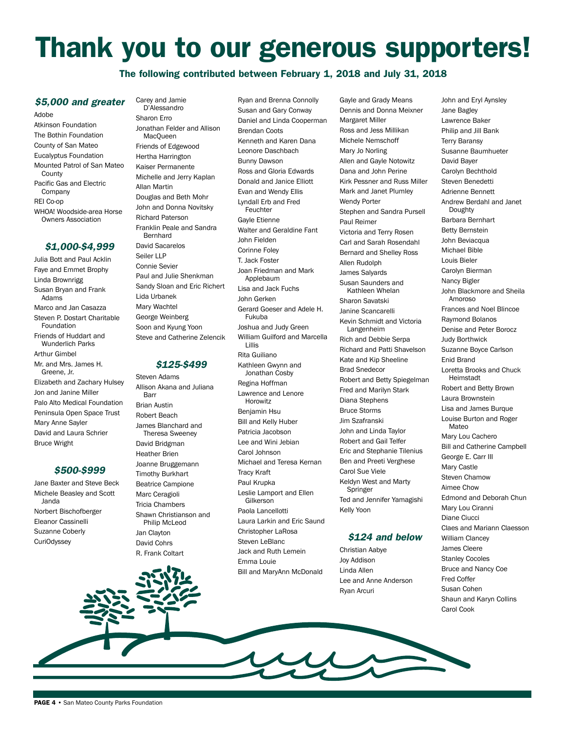# Thank you to our generous supporters!

**The following contributed between February 1, 2018 and July 31, 2018**

### *$5,000 and greater*

Adobe
Atkinson Foundation
The Bothin Foundation
County of San Mateo
Eucalyptus Foundation
Mounted Patrol of San Mateo County
Pacific Gas and Electric Company
REI Co-op
WHOA! Woodside-area Horse Owners Association

### *$1,000-$4,999*

Julia Bott and Paul Acklin
Faye and Emmet Brophy
Linda Brownrigg
Susan Bryan and Frank Adams
Marco and Jan Casazza
Steven P. Dostart Charitable Foundation
Friends of Huddart and Wunderlich Parks
Arthur Gimbel
Mr. and Mrs. James H. Greene, Jr.
Elizabeth and Zachary Hulsey
Jon and Janine Miller
Palo Alto Medical Foundation
Peninsula Open Space Trust
Mary Anne Sayler
David and Laura Schrier
Bruce Wright

### *$500-$999*

Jane Baxter and Steve Beck
Michele Beasley and Scott Janda
Norbert Bischofberger
Eleanor Cassinelli
Suzanne Coberly
CuriOdyssey
Carey and Jamie D'Alessandro
Sharon Erro
Jonathan Felder and Allison MacQueen
Friends of Edgewood
Hertha Harrington
Kaiser Permanente
Michelle and Jerry Kaplan
Allan Martin
Douglas and Beth Mohr
John and Donna Novitsky
Richard Paterson
Franklin Peale and Sandra Bernhard
David Sacarelos
Seiler LLP
Connie Sevier
Paul and Julie Shenkman
Sandy Sloan and Eric Richert
Lida Urbanek
Mary Wachtel
George Weinberg
Soon and Kyung Yoon
Steve and Catherine Zelencik

### *$125-$499*

Steven Adams
Allison Akana and Juliana Barr
Brian Austin
Robert Beach
James Blanchard and Theresa Sweeney
David Bridgman
Heather Brien
Joanne Bruggemann
Timothy Burkhart
Beatrice Campione
Marc Ceragioli
Tricia Chambers
Shawn Christianson and Philip McLeod
Jan Clayton
David Cohrs
R. Frank Coltart
Ryan and Brenna Connolly
Susan and Gary Conway
Daniel and Linda Cooperman
Brendan Coots
Kenneth and Karen Dana
Leonore Daschbach
Bunny Dawson
Ross and Gloria Edwards
Donald and Janice Elliott
Evan and Wendy Ellis
Lyndall Erb and Fred Feuchter
Gayle Etienne
Walter and Geraldine Fant
John Fielden
Corinne Foley
T. Jack Foster
Joan Friedman and Mark Applebaum
Lisa and Jack Fuchs
John Gerken
Gerard Goeser and Adele H. Fukuba
Joshua and Judy Green
William Guilford and Marcella Lillis
Rita Guiliano
Kathleen Gwynn and Jonathan Cosby
Regina Hoffman
Lawrence and Lenore Horowitz
Benjamin Hsu
Bill and Kelly Huber
Patricia Jacobson
Lee and Wini Jebian
Carol Johnson
Michael and Teresa Kernan
Tracy Kraft
Paul Krupka
Leslie Lamport and Ellen Gilkerson
Paola Lancellotti
Laura Larkin and Eric Saund
Christopher LaRosa
Steven LeBlanc
Jack and Ruth Lemein
Emma Louie
Bill and MaryAnn McDonald
Gayle and Grady Means
Dennis and Donna Meixner
Margaret Miller
Ross and Jess Millikan
Michele Nemschoff
Mary Jo Norling
Allen and Gayle Notowitz
Dana and John Perine
Kirk Pessner and Russ Miller
Mark and Janet Plumley
Wendy Porter
Stephen and Sandra Pursell
Paul Reimer
Victoria and Terry Rosen
Carl and Sarah Rosendahl
Bernard and Shelley Ross
Allen Rudolph
James Salyards
Susan Saunders and Kathleen Whelan
Sharon Savatski
Janine Scancarelli
Kevin Schmidt and Victoria Langenheim
Rich and Debbie Serpa
Richard and Patti Shavelson
Kate and Kip Sheeline
Brad Snedecor
Robert and Betty Spiegelman
Fred and Marilyn Stark
Diana Stephens
Bruce Storms
Jim Szafranski
John and Linda Taylor
Robert and Gail Telfer
Eric and Stephanie Tilenius
Ben and Preeti Verghese
Carol Sue Viele
Keldyn West and Marty Springer
Ted and Jennifer Yamagishi
Kelly Yoon

### *$124 and below*

Christian Aabye
Joy Addison
Linda Allen
Lee and Anne Anderson
Ryan Arcuri
John and Eryl Aynsley
Jane Bagley
Lawrence Baker
Philip and Jill Bank
Terry Baransy
Susanne Baumhueter
David Bayer
Carolyn Bechthold
Steven Benedetti
Adrienne Bennett
Andrew Berdahl and Janet Doughty
Barbara Bernhart
Betty Bernstein
John Beviacqua
Michael Bible
Louis Bieler
Carolyn Bierman
Nancy Bigler
John Blackmore and Sheila Amoroso
Frances and Noel Blincoe
Raymond Bolanos
Denise and Peter Borocz
Judy Borthwick
Suzanne Boyce Carlson
Enid Brand
Loretta Brooks and Chuck Heimstadt
Robert and Betty Brown
Laura Brownstein
Lisa and James Burque
Louise Burton and Roger Mateo
Mary Lou Cachero
Bill and Catherine Campbell
George E. Carr III
Mary Castle
Steven Chamow
Aimee Chow
Edmond and Deborah Chun
Mary Lou Ciranni
Diane Ciucci
Claes and Mariann Claesson
William Clancey
James Cleere
Stanley Cocoles
Bruce and Nancy Coe
Fred Coffer
Susan Cohen
Shaun and Karyn Collins
Carol Cook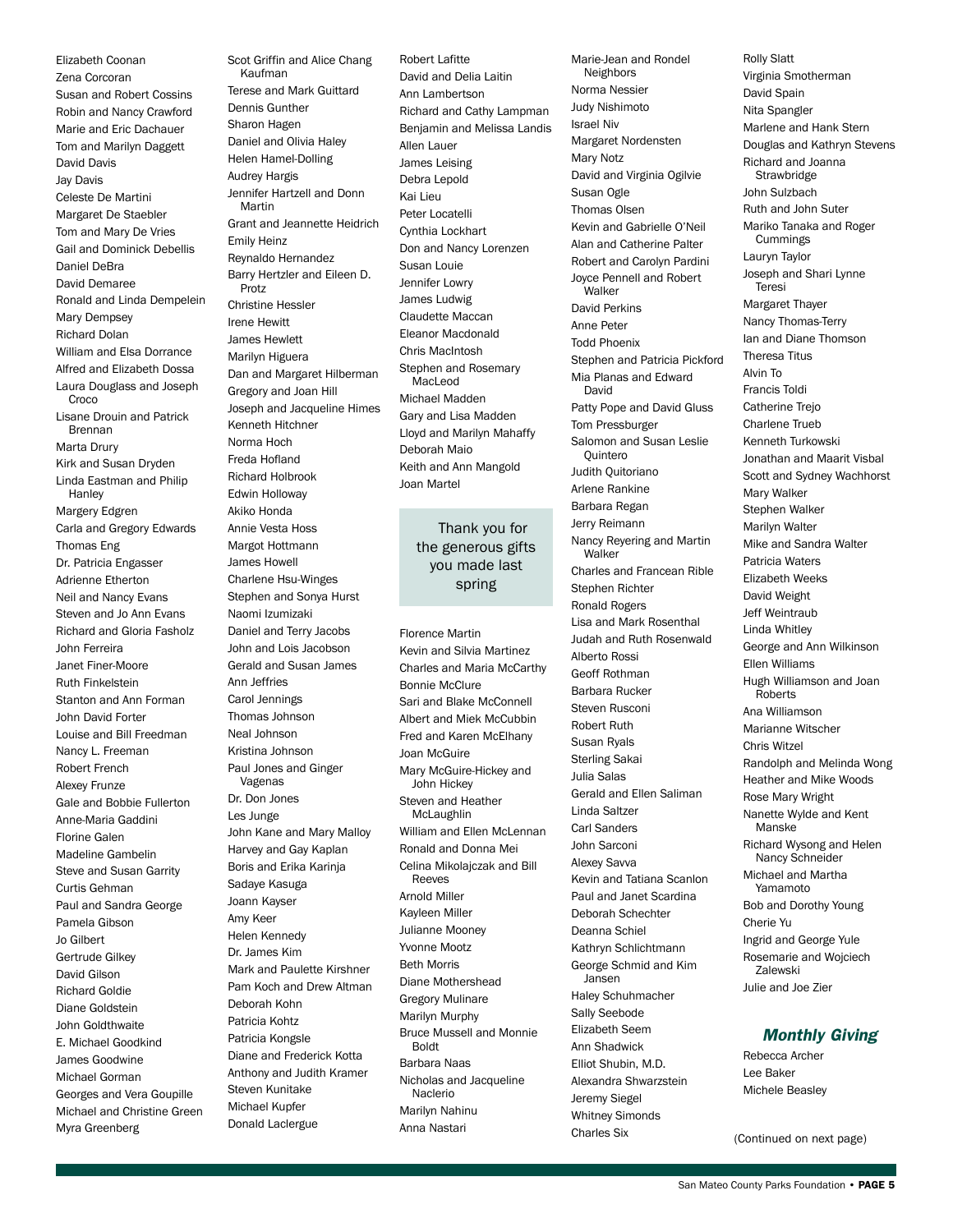Elizabeth Coonan
Zena Corcoran
Susan and Robert Cossins
Robin and Nancy Crawford
Marie and Eric Dachauer
Tom and Marilyn Daggett
David Davis
Jay Davis
Celeste De Martini
Margaret De Staebler
Tom and Mary De Vries
Gail and Dominick Debellis
Daniel DeBra
David Demaree
Ronald and Linda Dempelein
Mary Dempsey
Richard Dolan
William and Elsa Dorrance
Alfred and Elizabeth Dossa
Laura Douglass and Joseph Croco
Lisane Drouin and Patrick Brennan
Marta Drury
Kirk and Susan Dryden
Linda Eastman and Philip Hanley
Margery Edgren
Carla and Gregory Edwards
Thomas Eng
Dr. Patricia Engasser
Adrienne Etherton
Neil and Nancy Evans
Steven and Jo Ann Evans
Richard and Gloria Fasholz
John Ferreira
Janet Finer-Moore
Ruth Finkelstein
Stanton and Ann Forman
John David Forter
Louise and Bill Freedman
Nancy L. Freeman
Robert French
Alexey Frunze
Gale and Bobbie Fullerton
Anne-Maria Gaddini
Florine Galen
Madeline Gambelin
Steve and Susan Garrity
Curtis Gehman
Paul and Sandra George
Pamela Gibson
Jo Gilbert
Gertrude Gilkey
David Gilson
Richard Goldie
Diane Goldstein
John Goldthwaite
E. Michael Goodkind
James Goodwine
Michael Gorman
Georges and Vera Goupille
Michael and Christine Green
Myra Greenberg
Scot Griffin and Alice Chang Kaufman
Terese and Mark Guittard
Dennis Gunther
Sharon Hagen
Daniel and Olivia Haley
Helen Hamel-Dolling
Audrey Hargis
Jennifer Hartzell and Donn Martin
Grant and Jeannette Heidrich
Emily Heinz
Reynaldo Hernandez
Barry Hertzler and Eileen D. Protz
Christine Hessler
Irene Hewitt
James Hewlett
Marilyn Higuera
Dan and Margaret Hilberman
Gregory and Joan Hill
Joseph and Jacqueline Himes
Kenneth Hitchner
Norma Hoch
Freda Hofland
Richard Holbrook
Edwin Holloway
Akiko Honda
Annie Vesta Hoss
Margot Hottmann
James Howell
Charlene Hsu-Winges
Stephen and Sonya Hurst
Naomi Izumizaki
Daniel and Terry Jacobs
John and Lois Jacobson
Gerald and Susan James
Ann Jeffries
Carol Jennings
Thomas Johnson
Neal Johnson
Kristina Johnson
Paul Jones and Ginger Vagenas
Dr. Don Jones
Les Junge
John Kane and Mary Malloy
Harvey and Gay Kaplan
Boris and Erika Karinja
Sadaye Kasuga
Joann Kayser
Amy Keer
Helen Kennedy
Dr. James Kim
Mark and Paulette Kirshner
Pam Koch and Drew Altman
Deborah Kohn
Patricia Kohtz
Patricia Kongsle
Diane and Frederick Kotta
Anthony and Judith Kramer
Steven Kunitake
Michael Kupfer
Donald Laclergue
Robert Lafitte
David and Delia Laitin
Ann Lambertson
Richard and Cathy Lampman
Benjamin and Melissa Landis
Allen Lauer
James Leising
Debra Lepold
Kai Lieu
Peter Locatelli
Cynthia Lockhart
Don and Nancy Lorenzen
Susan Louie
Jennifer Lowry
James Ludwig
Claudette Maccan
Eleanor Macdonald
Chris MacIntosh
Stephen and Rosemary MacLeod
Michael Madden
Gary and Lisa Madden
Lloyd and Marilyn Mahaffy
Deborah Maio
Keith and Ann Mangold
Joan Martel

Thank you for the generous gifts you made last spring

Florence Martin
Kevin and Silvia Martinez
Charles and Maria McCarthy
Bonnie McClure
Sari and Blake McConnell
Albert and Miek McCubbin
Fred and Karen McElhany
Joan McGuire
Mary McGuire-Hickey and John Hickey
Steven and Heather McLaughlin
William and Ellen McLennan
Ronald and Donna Mei
Celina Mikolajczak and Bill Reeves
Arnold Miller
Kayleen Miller
Julianne Mooney
Yvonne Mootz
Beth Morris
Diane Mothershead
Gregory Mulinare
Marilyn Murphy
Bruce Mussell and Monnie Boldt
Barbara Naas
Nicholas and Jacqueline Naclerio
Marilyn Nahinu
Anna Nastari
Marie-Jean and Rondel Neighbors
Norma Nessier
Judy Nishimoto
Israel Niv
Margaret Nordensten
Mary Notz
David and Virginia Ogilvie
Susan Ogle
Thomas Olsen
Kevin and Gabrielle O'Neil
Alan and Catherine Palter
Robert and Carolyn Pardini
Joyce Pennell and Robert Walker
David Perkins
Anne Peter
Todd Phoenix
Stephen and Patricia Pickford
Mia Planas and Edward David
Patty Pope and David Gluss
Tom Pressburger
Salomon and Susan Leslie Quintero
Judith Quitoriano
Arlene Rankine
Barbara Regan
Jerry Reimann
Nancy Reyering and Martin Walker
Charles and Francean Rible
Stephen Richter
Ronald Rogers
Lisa and Mark Rosenthal
Judah and Ruth Rosenwald
Alberto Rossi
Geoff Rothman
Barbara Rucker
Steven Rusconi
Robert Ruth
Susan Ryals
Sterling Sakai
Julia Salas
Gerald and Ellen Saliman
Linda Saltzer
Carl Sanders
John Sarconi
Alexey Savva
Kevin and Tatiana Scanlon
Paul and Janet Scardina
Deborah Schechter
Deanna Schiel
Kathryn Schlichtmann
George Schmid and Kim Jansen
Haley Schuhmacher
Sally Seebode
Elizabeth Seem
Ann Shadwick
Elliot Shubin, M.D.
Alexandra Shwarzstein
Jeremy Siegel
Whitney Simonds
Charles Six
Rolly Slatt
Virginia Smotherman
David Spain
Nita Spangler
Marlene and Hank Stern
Douglas and Kathryn Stevens
Richard and Joanna Strawbridge
John Sulzbach
Ruth and John Suter
Mariko Tanaka and Roger Cummings
Lauryn Taylor
Joseph and Shari Lynne Teresi
Margaret Thayer
Nancy Thomas-Terry
Ian and Diane Thomson
Theresa Titus
Alvin To
Francis Toldi
Catherine Trejo
Charlene Trueb
Kenneth Turkowski
Jonathan and Maarit Visbal
Scott and Sydney Wachhorst
Mary Walker
Stephen Walker
Marilyn Walter
Mike and Sandra Walter
Patricia Waters
Elizabeth Weeks
David Weight
Jeff Weintraub
Linda Whitley
George and Ann Wilkinson
Ellen Williams
Hugh Williamson and Joan Roberts
Ana Williamson
Marianne Witscher
Chris Witzel
Randolph and Melinda Wong
Heather and Mike Woods
Rose Mary Wright
Nanette Wylde and Kent Manske
Richard Wysong and Helen Nancy Schneider
Michael and Martha Yamamoto
Bob and Dorothy Young
Cherie Yu
Ingrid and George Yule
Rosemarie and Wojciech Zalewski
Julie and Joe Zier

## *Monthly Giving*

Rebecca Archer
Lee Baker
Michele Beasley

(Continued on next page)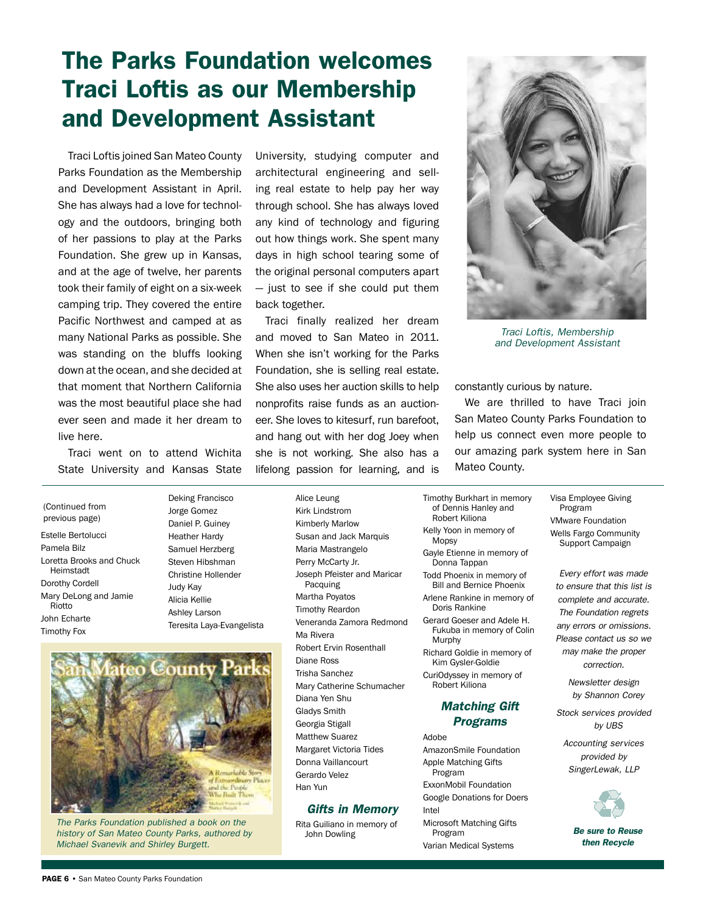# The Parks Foundation welcomes Traci Loftis as our Membership and Development Assistant

Traci Loftis joined San Mateo County Parks Foundation as the Membership and Development Assistant in April. She has always had a love for technology and the outdoors, bringing both of her passions to play at the Parks Foundation. She grew up in Kansas, and at the age of twelve, her parents took their family of eight on a six-week camping trip. They covered the entire Pacific Northwest and camped at as many National Parks as possible. She was standing on the bluffs looking down at the ocean, and she decided at that moment that Northern California was the most beautiful place she had ever seen and made it her dream to live here.

Traci went on to attend Wichita State University and Kansas State University, studying computer and architectural engineering and selling real estate to help pay her way through school. She has always loved any kind of technology and figuring out how things work. She spent many days in high school tearing some of the original personal computers apart — just to see if she could put them back together.

Traci finally realized her dream and moved to San Mateo in 2011. When she isn't working for the Parks Foundation, she is selling real estate. She also uses her auction skills to help nonprofits raise funds as an auctioneer. She loves to kitesurf, run barefoot, and hang out with her dog Joey when she is not working. She also has a lifelong passion for learning, and is constantly curious by nature.

*Traci Loftis, Membership and Development Assistant*

We are thrilled to have Traci join San Mateo County Parks Foundation to help us connect even more people to our amazing park system here in San Mateo County.

---

(Continued from previous page)

Estelle Bertolucci
Pamela Bilz
Loretta Brooks and Chuck Heimstadt
Dorothy Cordell
Mary DeLong and Jamie Riotto
John Echarte
Timothy Fox
Deking Francisco
Jorge Gomez
Daniel P. Guiney
Heather Hardy
Samuel Herzberg
Steven Hibshman
Christine Hollender
Judy Kay
Alicia Kellie
Ashley Larson
Teresita Laya-Evangelista
Alice Leung
Kirk Lindstrom
Kimberly Marlow
Susan and Jack Marquis
Maria Mastrangelo
Perry McCarty Jr.
Joseph Pfeister and Maricar Pacquing
Martha Poyatos
Timothy Reardon
Veneranda Zamora Redmond
Ma Rivera
Robert Ervin Rosenthall
Diane Ross
Trisha Sanchez
Mary Catherine Schumacher
Diana Yen Shu
Gladys Smith
Georgia Stigall
Matthew Suarez
Margaret Victoria Tides
Donna Vaillancourt
Gerardo Velez
Han Yun

*The Parks Foundation published a book on the history of San Mateo County Parks, authored by Michael Svanevik and Shirley Burgett.*

### Gifts in Memory

Rita Guiliano in memory of John Dowling
Timothy Burkhart in memory of Dennis Hanley and Robert Kiliona
Kelly Yoon in memory of Mopsy
Gayle Etienne in memory of Donna Tappan
Todd Phoenix in memory of Bill and Bernice Phoenix
Arlene Rankine in memory of Doris Rankine
Gerard Goeser and Adele H. Fukuba in memory of Colin Murphy
Richard Goldie in memory of Kim Gysler-Goldie
CuriOdyssey in memory of Robert Kiliona

### Matching Gift Programs

Adobe
AmazonSmile Foundation
Apple Matching Gifts Program
ExxonMobil Foundation
Google Donations for Doers
Intel
Microsoft Matching Gifts Program
Varian Medical Systems
Visa Employee Giving Program
VMware Foundation
Wells Fargo Community Support Campaign

*Every effort was made to ensure that this list is complete and accurate. The Foundation regrets any errors or omissions. Please contact us so we may make the proper correction.*

*Newsletter design by Shannon Corey*

*Stock services provided by UBS*

*Accounting services provided by SingerLewak, LLP*

***Be sure to Reuse then Recycle***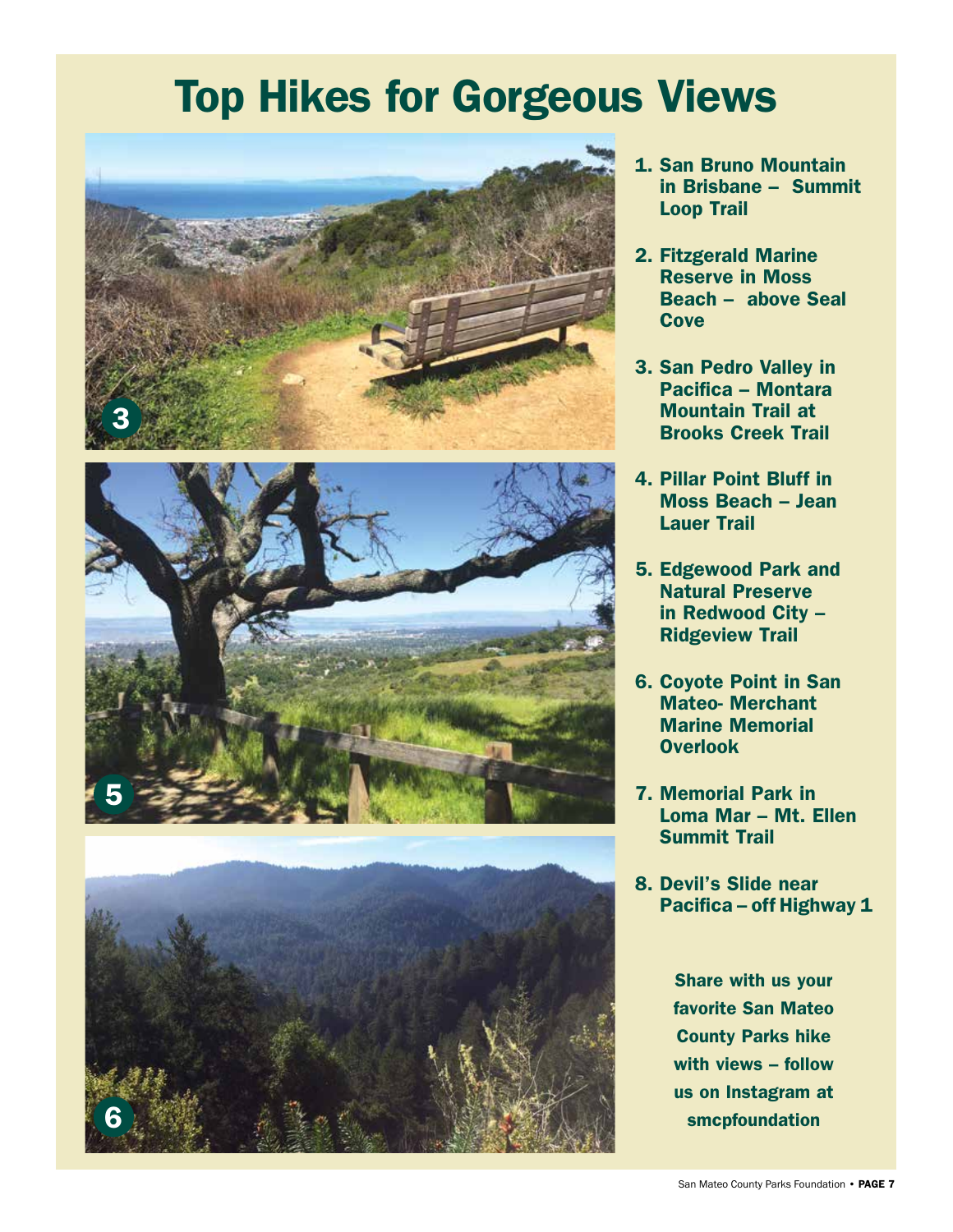# Top Hikes for Gorgeous Views

1. San Bruno Mountain in Brisbane – Summit Loop Trail
2. Fitzgerald Marine Reserve in Moss Beach – above Seal Cove
3. San Pedro Valley in Pacifica – Montara Mountain Trail at Brooks Creek Trail
4. Pillar Point Bluff in Moss Beach – Jean Lauer Trail
5. Edgewood Park and Natural Preserve in Redwood City – Ridgeview Trail
6. Coyote Point in San Mateo- Merchant Marine Memorial Overlook
7. Memorial Park in Loma Mar – Mt. Ellen Summit Trail
8. Devil's Slide near Pacifica – off Highway 1

**Share with us your favorite San Mateo County Parks hike with views – follow us on Instagram at smcpfoundation**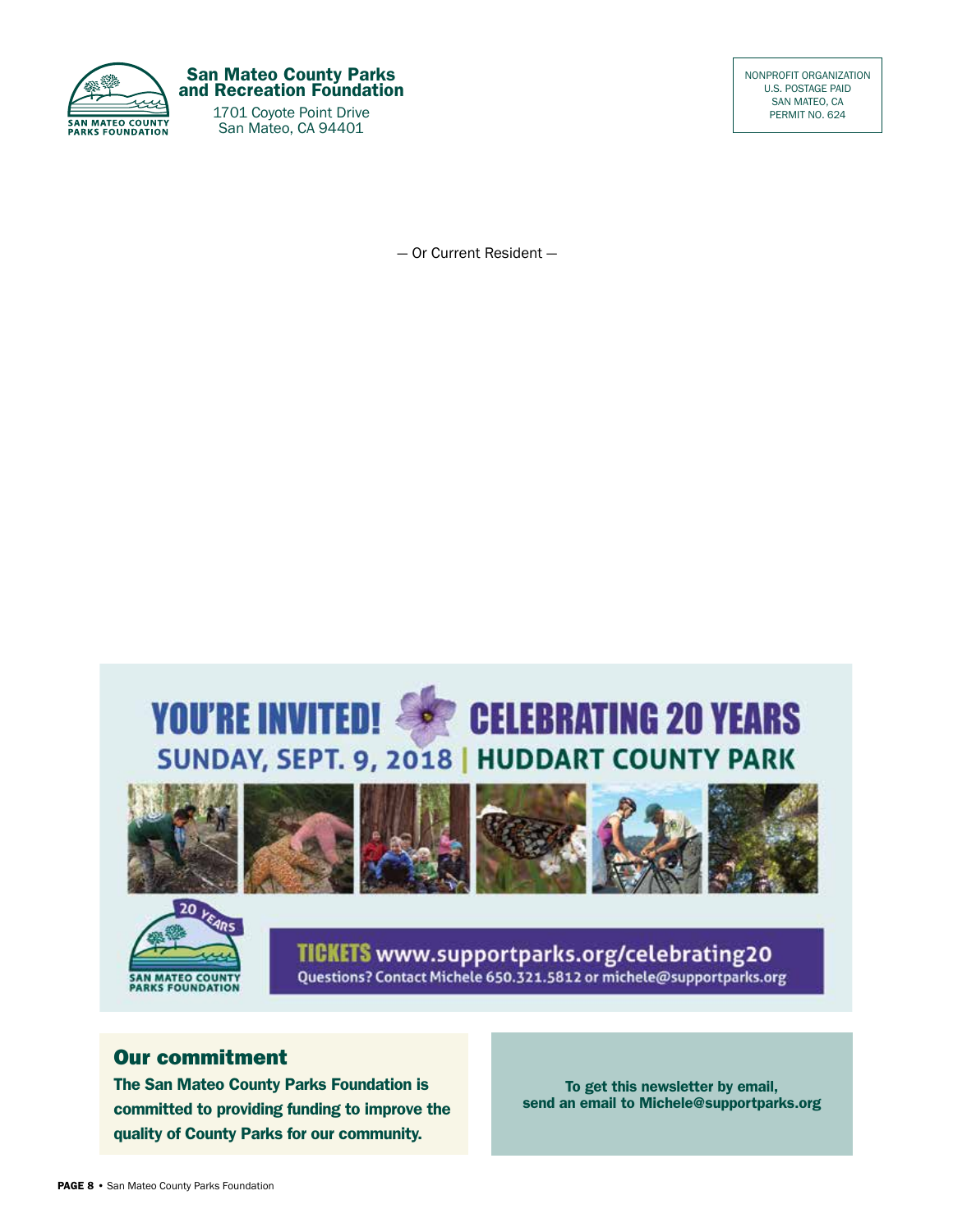**San Mateo County Parks and Recreation Foundation**

1701 Coyote Point Drive
San Mateo, CA 94401

NONPROFIT ORGANIZATION
U.S. POSTAGE PAID
SAN MATEO, CA
PERMIT NO. 624

— Or Current Resident —

# YOU'RE INVITED! CELEBRATING 20 YEARS

## SUNDAY, SEPT. 9, 2018 | HUDDART COUNTY PARK

**TICKETS** www.supportparks.org/celebrating20

Questions? Contact Michele 650.321.5812 or michele@supportparks.org

## Our commitment

**The San Mateo County Parks Foundation is committed to providing funding to improve the quality of County Parks for our community.**

**To get this newsletter by email, send an email to Michele@supportparks.org**